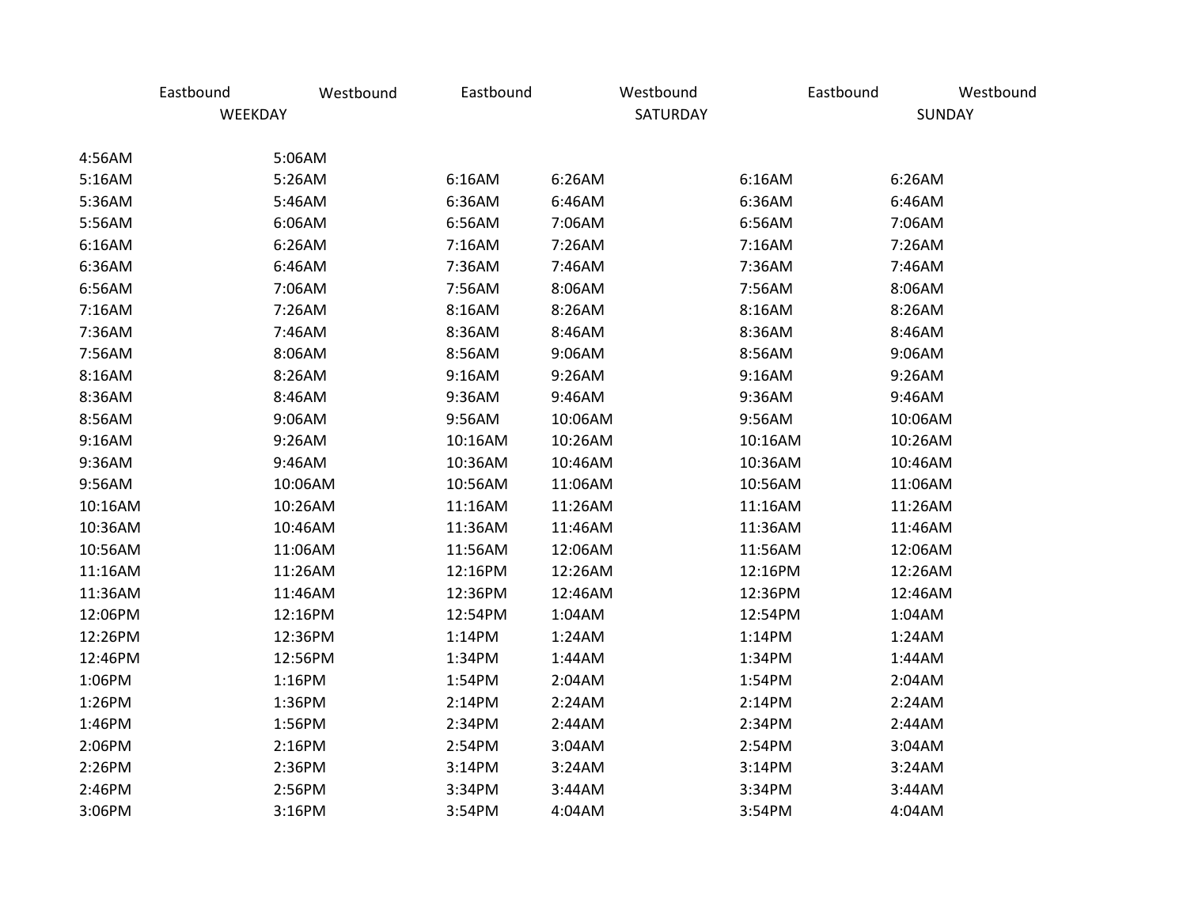| Eastbound | Westbound | Eastbound | Westbound | Eastbound | Westbound |
|---|---|---|---|---|---|
| WEEKDAY | | SATURDAY | | SUNDAY | |
| 4:56AM | 5:06AM | | | | |
| 5:16AM | 5:26AM | 6:16AM | 6:26AM | 6:16AM | 6:26AM |
| 5:36AM | 5:46AM | 6:36AM | 6:46AM | 6:36AM | 6:46AM |
| 5:56AM | 6:06AM | 6:56AM | 7:06AM | 6:56AM | 7:06AM |
| 6:16AM | 6:26AM | 7:16AM | 7:26AM | 7:16AM | 7:26AM |
| 6:36AM | 6:46AM | 7:36AM | 7:46AM | 7:36AM | 7:46AM |
| 6:56AM | 7:06AM | 7:56AM | 8:06AM | 7:56AM | 8:06AM |
| 7:16AM | 7:26AM | 8:16AM | 8:26AM | 8:16AM | 8:26AM |
| 7:36AM | 7:46AM | 8:36AM | 8:46AM | 8:36AM | 8:46AM |
| 7:56AM | 8:06AM | 8:56AM | 9:06AM | 8:56AM | 9:06AM |
| 8:16AM | 8:26AM | 9:16AM | 9:26AM | 9:16AM | 9:26AM |
| 8:36AM | 8:46AM | 9:36AM | 9:46AM | 9:36AM | 9:46AM |
| 8:56AM | 9:06AM | 9:56AM | 10:06AM | 9:56AM | 10:06AM |
| 9:16AM | 9:26AM | 10:16AM | 10:26AM | 10:16AM | 10:26AM |
| 9:36AM | 9:46AM | 10:36AM | 10:46AM | 10:36AM | 10:46AM |
| 9:56AM | 10:06AM | 10:56AM | 11:06AM | 10:56AM | 11:06AM |
| 10:16AM | 10:26AM | 11:16AM | 11:26AM | 11:16AM | 11:26AM |
| 10:36AM | 10:46AM | 11:36AM | 11:46AM | 11:36AM | 11:46AM |
| 10:56AM | 11:06AM | 11:56AM | 12:06AM | 11:56AM | 12:06AM |
| 11:16AM | 11:26AM | 12:16PM | 12:26AM | 12:16PM | 12:26AM |
| 11:36AM | 11:46AM | 12:36PM | 12:46AM | 12:36PM | 12:46AM |
| 12:06PM | 12:16PM | 12:54PM | 1:04AM | 12:54PM | 1:04AM |
| 12:26PM | 12:36PM | 1:14PM | 1:24AM | 1:14PM | 1:24AM |
| 12:46PM | 12:56PM | 1:34PM | 1:44AM | 1:34PM | 1:44AM |
| 1:06PM | 1:16PM | 1:54PM | 2:04AM | 1:54PM | 2:04AM |
| 1:26PM | 1:36PM | 2:14PM | 2:24AM | 2:14PM | 2:24AM |
| 1:46PM | 1:56PM | 2:34PM | 2:44AM | 2:34PM | 2:44AM |
| 2:06PM | 2:16PM | 2:54PM | 3:04AM | 2:54PM | 3:04AM |
| 2:26PM | 2:36PM | 3:14PM | 3:24AM | 3:14PM | 3:24AM |
| 2:46PM | 2:56PM | 3:34PM | 3:44AM | 3:34PM | 3:44AM |
| 3:06PM | 3:16PM | 3:54PM | 4:04AM | 3:54PM | 4:04AM |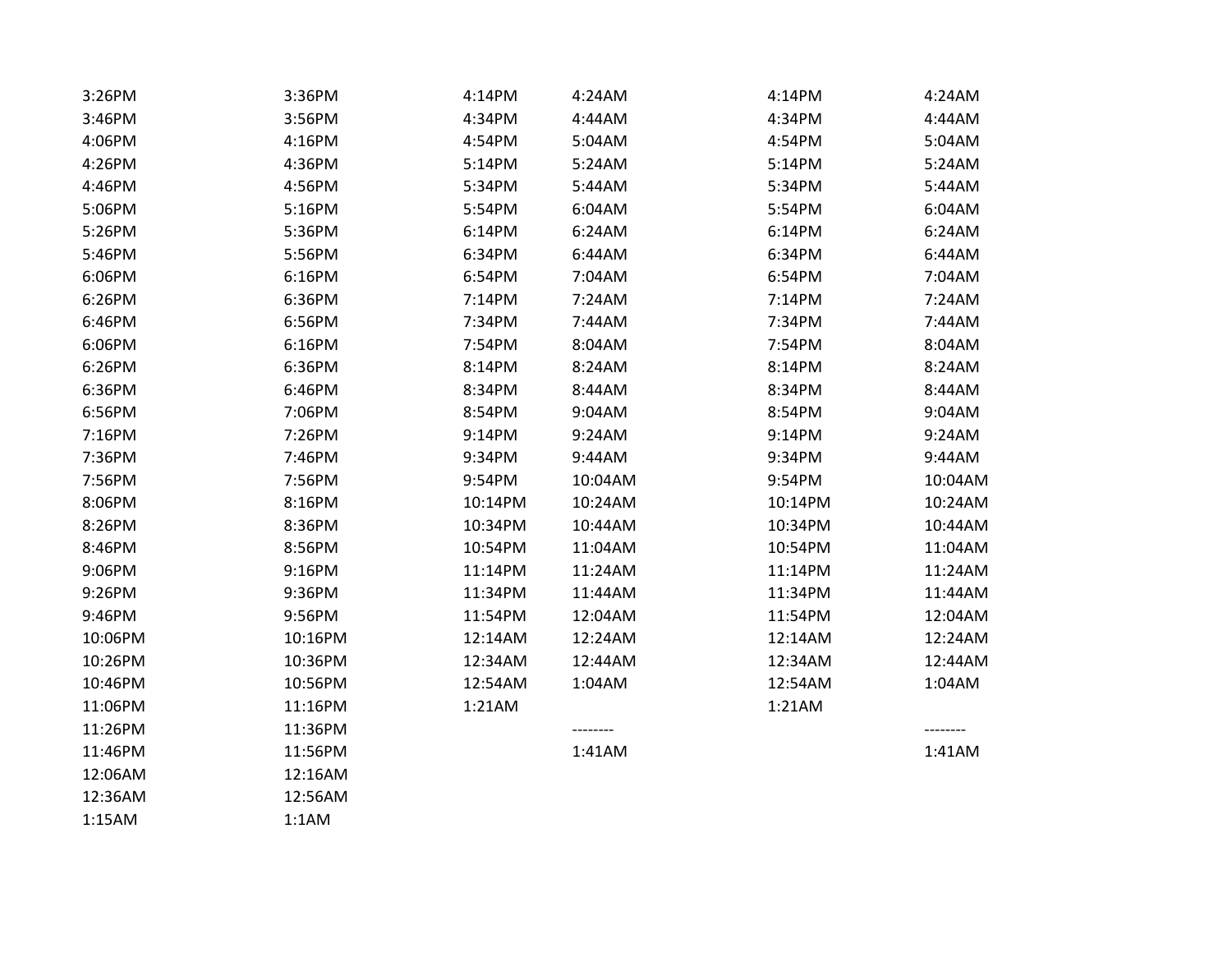| | | | | | |
|---|---|---|---|---|---|
| 3:26PM | 3:36PM | 4:14PM | 4:24AM | 4:14PM | 4:24AM |
| 3:46PM | 3:56PM | 4:34PM | 4:44AM | 4:34PM | 4:44AM |
| 4:06PM | 4:16PM | 4:54PM | 5:04AM | 4:54PM | 5:04AM |
| 4:26PM | 4:36PM | 5:14PM | 5:24AM | 5:14PM | 5:24AM |
| 4:46PM | 4:56PM | 5:34PM | 5:44AM | 5:34PM | 5:44AM |
| 5:06PM | 5:16PM | 5:54PM | 6:04AM | 5:54PM | 6:04AM |
| 5:26PM | 5:36PM | 6:14PM | 6:24AM | 6:14PM | 6:24AM |
| 5:46PM | 5:56PM | 6:34PM | 6:44AM | 6:34PM | 6:44AM |
| 6:06PM | 6:16PM | 6:54PM | 7:04AM | 6:54PM | 7:04AM |
| 6:26PM | 6:36PM | 7:14PM | 7:24AM | 7:14PM | 7:24AM |
| 6:46PM | 6:56PM | 7:34PM | 7:44AM | 7:34PM | 7:44AM |
| 6:06PM | 6:16PM | 7:54PM | 8:04AM | 7:54PM | 8:04AM |
| 6:26PM | 6:36PM | 8:14PM | 8:24AM | 8:14PM | 8:24AM |
| 6:36PM | 6:46PM | 8:34PM | 8:44AM | 8:34PM | 8:44AM |
| 6:56PM | 7:06PM | 8:54PM | 9:04AM | 8:54PM | 9:04AM |
| 7:16PM | 7:26PM | 9:14PM | 9:24AM | 9:14PM | 9:24AM |
| 7:36PM | 7:46PM | 9:34PM | 9:44AM | 9:34PM | 9:44AM |
| 7:56PM | 7:56PM | 9:54PM | 10:04AM | 9:54PM | 10:04AM |
| 8:06PM | 8:16PM | 10:14PM | 10:24AM | 10:14PM | 10:24AM |
| 8:26PM | 8:36PM | 10:34PM | 10:44AM | 10:34PM | 10:44AM |
| 8:46PM | 8:56PM | 10:54PM | 11:04AM | 10:54PM | 11:04AM |
| 9:06PM | 9:16PM | 11:14PM | 11:24AM | 11:14PM | 11:24AM |
| 9:26PM | 9:36PM | 11:34PM | 11:44AM | 11:34PM | 11:44AM |
| 9:46PM | 9:56PM | 11:54PM | 12:04AM | 11:54PM | 12:04AM |
| 10:06PM | 10:16PM | 12:14AM | 12:24AM | 12:14AM | 12:24AM |
| 10:26PM | 10:36PM | 12:34AM | 12:44AM | 12:34AM | 12:44AM |
| 10:46PM | 10:56PM | 12:54AM | 1:04AM | 12:54AM | 1:04AM |
| 11:06PM | 11:16PM | 1:21AM | | 1:21AM | |
| 11:26PM | 11:36PM | | -------- | | -------- |
| 11:46PM | 11:56PM | | 1:41AM | | 1:41AM |
| 12:06AM | 12:16AM | | | | |
| 12:36AM | 12:56AM | | | | |
| 1:15AM | 1:1AM | | | | |